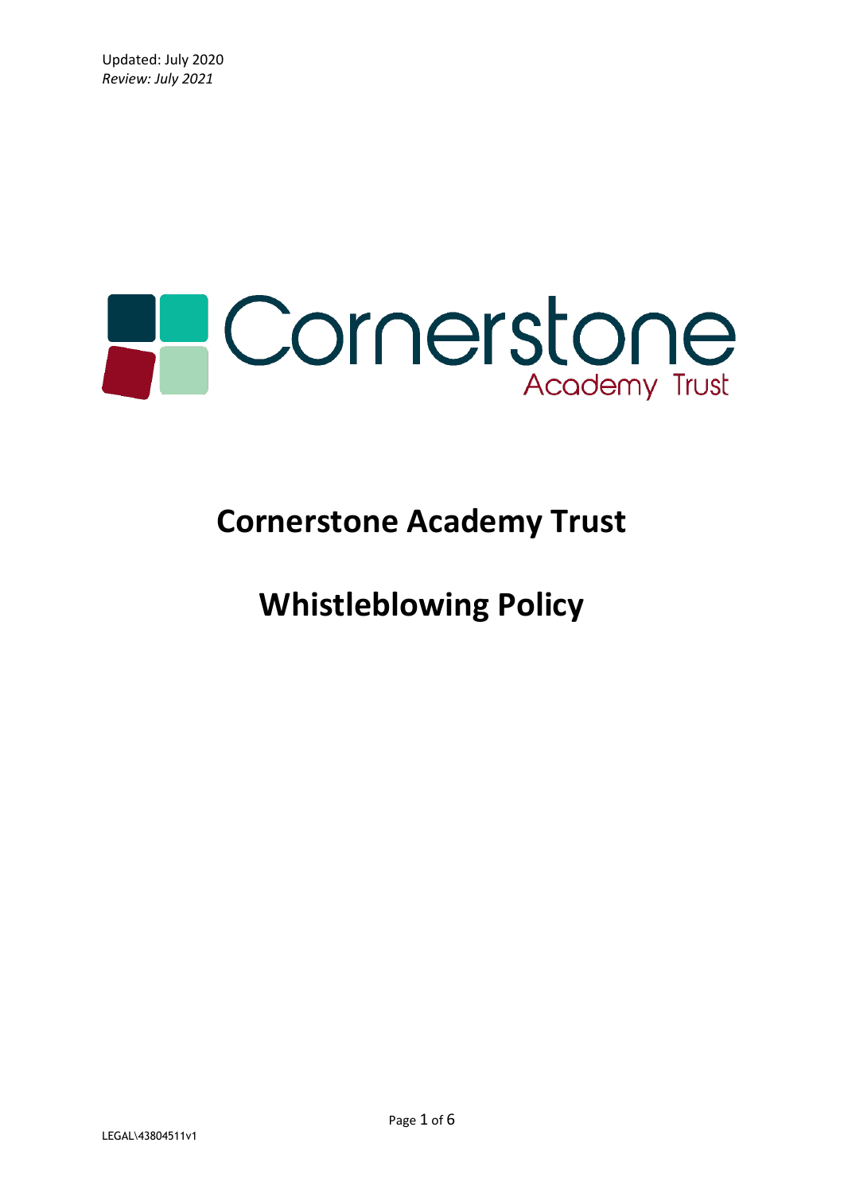Updated: July 2020
*Review: July 2021*

Cornerstone Academy Trust

# Cornerstone Academy Trust

# Whistleblowing Policy

LEGAL\43804511v1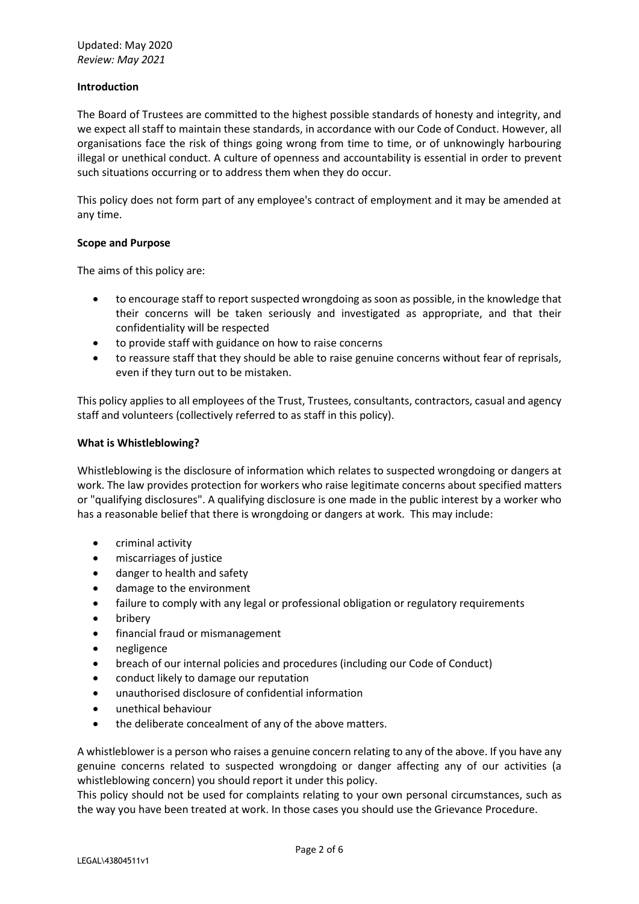Updated: May 2020
*Review: May 2021*

**Introduction**

The Board of Trustees are committed to the highest possible standards of honesty and integrity, and we expect all staff to maintain these standards, in accordance with our Code of Conduct. However, all organisations face the risk of things going wrong from time to time, or of unknowingly harbouring illegal or unethical conduct. A culture of openness and accountability is essential in order to prevent such situations occurring or to address them when they do occur.

This policy does not form part of any employee's contract of employment and it may be amended at any time.

**Scope and Purpose**

The aims of this policy are:

- to encourage staff to report suspected wrongdoing as soon as possible, in the knowledge that their concerns will be taken seriously and investigated as appropriate, and that their confidentiality will be respected
- to provide staff with guidance on how to raise concerns
- to reassure staff that they should be able to raise genuine concerns without fear of reprisals, even if they turn out to be mistaken.

This policy applies to all employees of the Trust, Trustees, consultants, contractors, casual and agency staff and volunteers (collectively referred to as staff in this policy).

**What is Whistleblowing?**

Whistleblowing is the disclosure of information which relates to suspected wrongdoing or dangers at work. The law provides protection for workers who raise legitimate concerns about specified matters or "qualifying disclosures". A qualifying disclosure is one made in the public interest by a worker who has a reasonable belief that there is wrongdoing or dangers at work. This may include:

- criminal activity
- miscarriages of justice
- danger to health and safety
- damage to the environment
- failure to comply with any legal or professional obligation or regulatory requirements
- bribery
- financial fraud or mismanagement
- negligence
- breach of our internal policies and procedures (including our Code of Conduct)
- conduct likely to damage our reputation
- unauthorised disclosure of confidential information
- unethical behaviour
- the deliberate concealment of any of the above matters.

A whistleblower is a person who raises a genuine concern relating to any of the above. If you have any genuine concerns related to suspected wrongdoing or danger affecting any of our activities (a whistleblowing concern) you should report it under this policy.
This policy should not be used for complaints relating to your own personal circumstances, such as the way you have been treated at work. In those cases you should use the Grievance Procedure.

LEGAL\43804511v1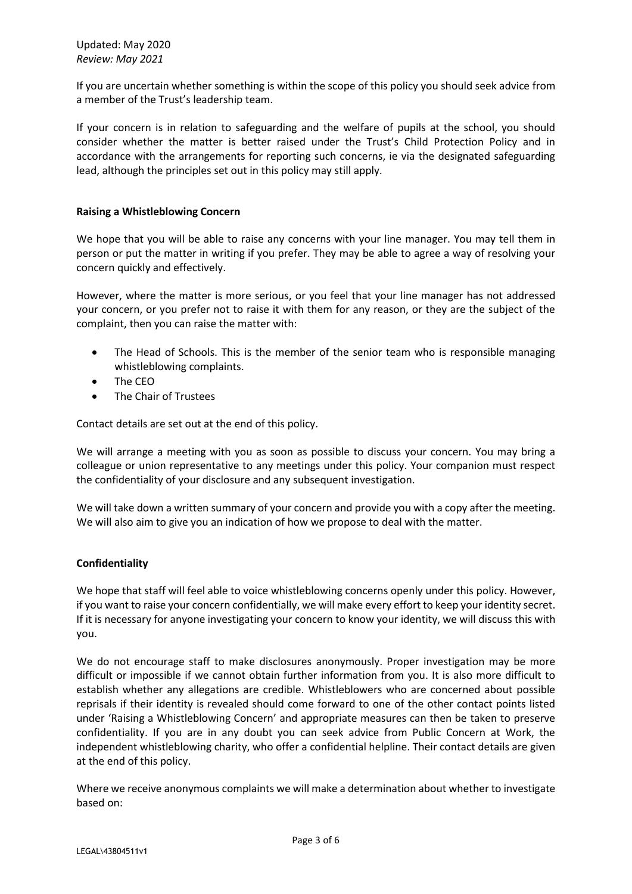If you are uncertain whether something is within the scope of this policy you should seek advice from a member of the Trust's leadership team.

If your concern is in relation to safeguarding and the welfare of pupils at the school, you should consider whether the matter is better raised under the Trust's Child Protection Policy and in accordance with the arrangements for reporting such concerns, ie via the designated safeguarding lead, although the principles set out in this policy may still apply.

**Raising a Whistleblowing Concern**

We hope that you will be able to raise any concerns with your line manager. You may tell them in person or put the matter in writing if you prefer. They may be able to agree a way of resolving your concern quickly and effectively.

However, where the matter is more serious, or you feel that your line manager has not addressed your concern, or you prefer not to raise it with them for any reason, or they are the subject of the complaint, then you can raise the matter with:

- The Head of Schools. This is the member of the senior team who is responsible managing whistleblowing complaints.
- The CEO
- The Chair of Trustees

Contact details are set out at the end of this policy.

We will arrange a meeting with you as soon as possible to discuss your concern. You may bring a colleague or union representative to any meetings under this policy. Your companion must respect the confidentiality of your disclosure and any subsequent investigation.

We will take down a written summary of your concern and provide you with a copy after the meeting. We will also aim to give you an indication of how we propose to deal with the matter.

**Confidentiality**

We hope that staff will feel able to voice whistleblowing concerns openly under this policy. However, if you want to raise your concern confidentially, we will make every effort to keep your identity secret. If it is necessary for anyone investigating your concern to know your identity, we will discuss this with you.

We do not encourage staff to make disclosures anonymously. Proper investigation may be more difficult or impossible if we cannot obtain further information from you. It is also more difficult to establish whether any allegations are credible. Whistleblowers who are concerned about possible reprisals if their identity is revealed should come forward to one of the other contact points listed under 'Raising a Whistleblowing Concern' and appropriate measures can then be taken to preserve confidentiality. If you are in any doubt you can seek advice from Public Concern at Work, the independent whistleblowing charity, who offer a confidential helpline. Their contact details are given at the end of this policy.

Where we receive anonymous complaints we will make a determination about whether to investigate based on: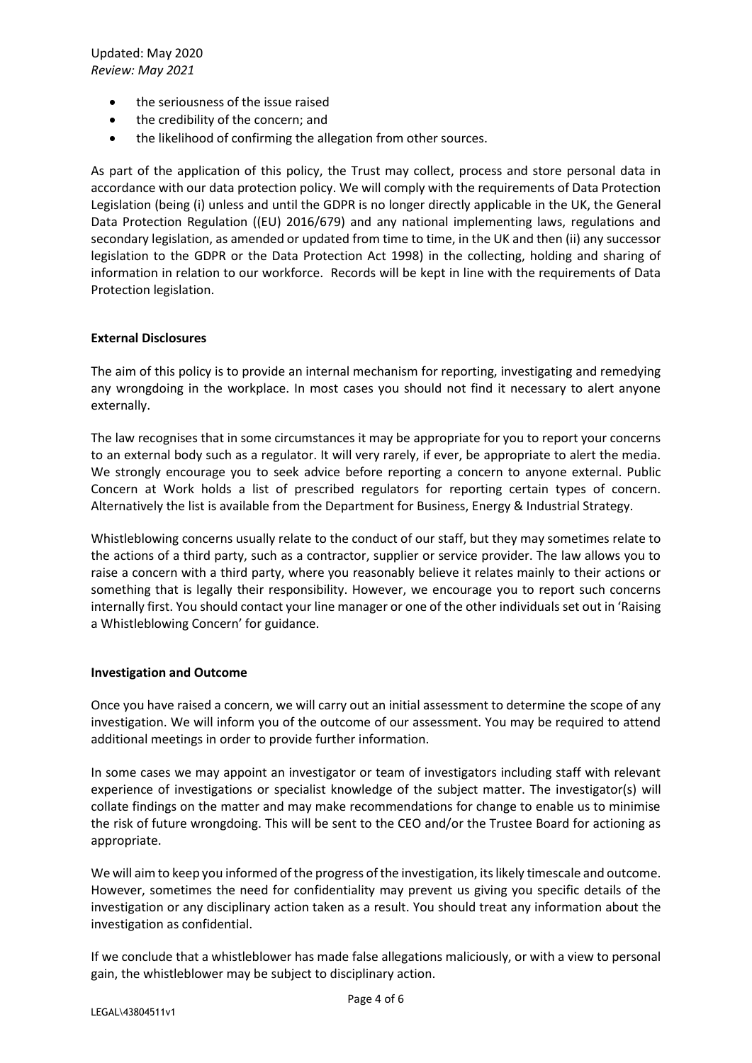- the seriousness of the issue raised
- the credibility of the concern; and
- the likelihood of confirming the allegation from other sources.

As part of the application of this policy, the Trust may collect, process and store personal data in accordance with our data protection policy. We will comply with the requirements of Data Protection Legislation (being (i) unless and until the GDPR is no longer directly applicable in the UK, the General Data Protection Regulation ((EU) 2016/679) and any national implementing laws, regulations and secondary legislation, as amended or updated from time to time, in the UK and then (ii) any successor legislation to the GDPR or the Data Protection Act 1998) in the collecting, holding and sharing of information in relation to our workforce. Records will be kept in line with the requirements of Data Protection legislation.

**External Disclosures**

The aim of this policy is to provide an internal mechanism for reporting, investigating and remedying any wrongdoing in the workplace. In most cases you should not find it necessary to alert anyone externally.

The law recognises that in some circumstances it may be appropriate for you to report your concerns to an external body such as a regulator. It will very rarely, if ever, be appropriate to alert the media. We strongly encourage you to seek advice before reporting a concern to anyone external. Public Concern at Work holds a list of prescribed regulators for reporting certain types of concern. Alternatively the list is available from the Department for Business, Energy & Industrial Strategy.

Whistleblowing concerns usually relate to the conduct of our staff, but they may sometimes relate to the actions of a third party, such as a contractor, supplier or service provider. The law allows you to raise a concern with a third party, where you reasonably believe it relates mainly to their actions or something that is legally their responsibility. However, we encourage you to report such concerns internally first. You should contact your line manager or one of the other individuals set out in 'Raising a Whistleblowing Concern' for guidance.

**Investigation and Outcome**

Once you have raised a concern, we will carry out an initial assessment to determine the scope of any investigation. We will inform you of the outcome of our assessment. You may be required to attend additional meetings in order to provide further information.

In some cases we may appoint an investigator or team of investigators including staff with relevant experience of investigations or specialist knowledge of the subject matter. The investigator(s) will collate findings on the matter and may make recommendations for change to enable us to minimise the risk of future wrongdoing. This will be sent to the CEO and/or the Trustee Board for actioning as appropriate.

We will aim to keep you informed of the progress of the investigation, its likely timescale and outcome. However, sometimes the need for confidentiality may prevent us giving you specific details of the investigation or any disciplinary action taken as a result. You should treat any information about the investigation as confidential.

If we conclude that a whistleblower has made false allegations maliciously, or with a view to personal gain, the whistleblower may be subject to disciplinary action.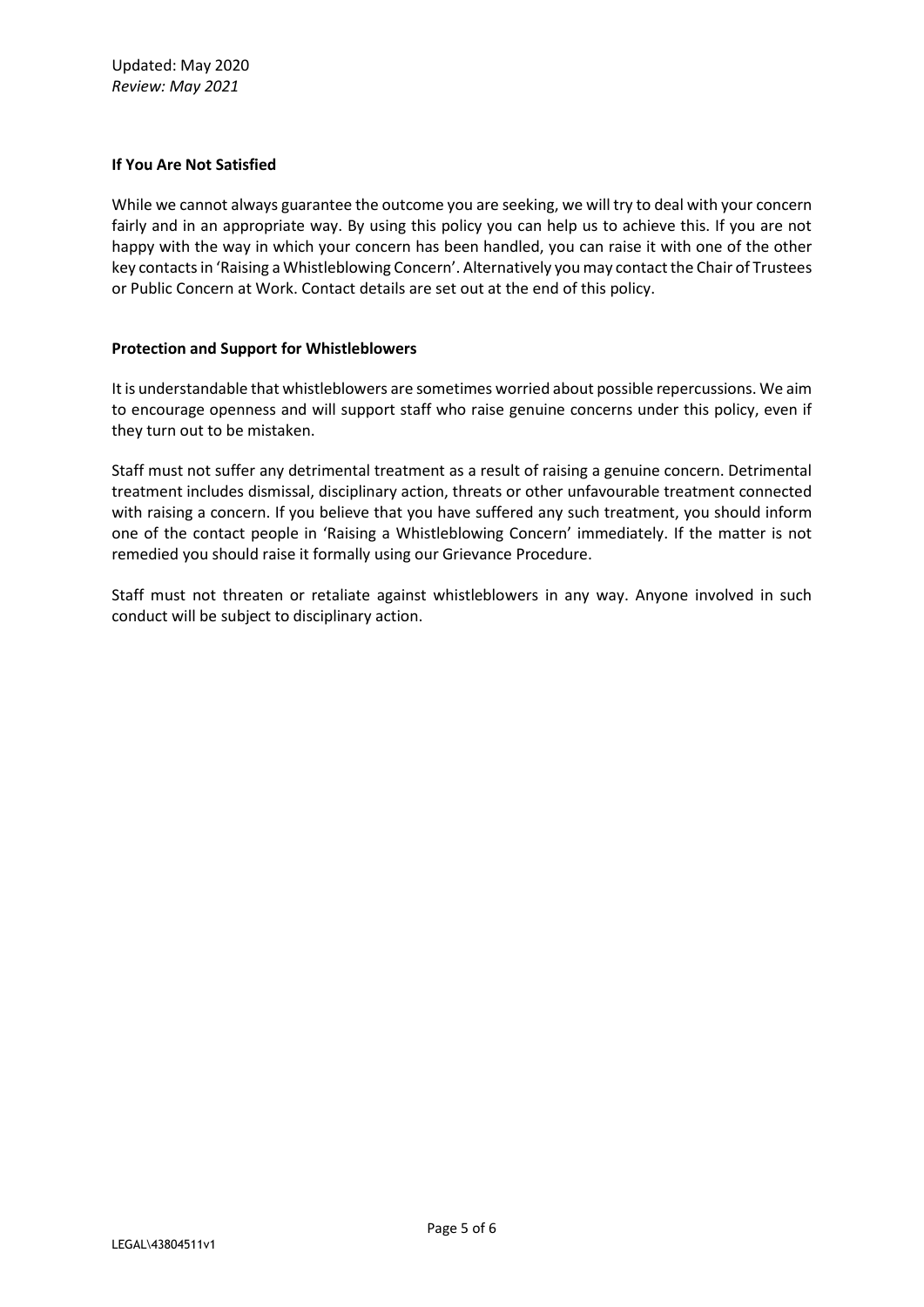**If You Are Not Satisfied**

While we cannot always guarantee the outcome you are seeking, we will try to deal with your concern fairly and in an appropriate way. By using this policy you can help us to achieve this. If you are not happy with the way in which your concern has been handled, you can raise it with one of the other key contacts in 'Raising a Whistleblowing Concern'. Alternatively you may contact the Chair of Trustees or Public Concern at Work. Contact details are set out at the end of this policy.

**Protection and Support for Whistleblowers**

It is understandable that whistleblowers are sometimes worried about possible repercussions. We aim to encourage openness and will support staff who raise genuine concerns under this policy, even if they turn out to be mistaken.

Staff must not suffer any detrimental treatment as a result of raising a genuine concern. Detrimental treatment includes dismissal, disciplinary action, threats or other unfavourable treatment connected with raising a concern. If you believe that you have suffered any such treatment, you should inform one of the contact people in 'Raising a Whistleblowing Concern' immediately. If the matter is not remedied you should raise it formally using our Grievance Procedure.

Staff must not threaten or retaliate against whistleblowers in any way. Anyone involved in such conduct will be subject to disciplinary action.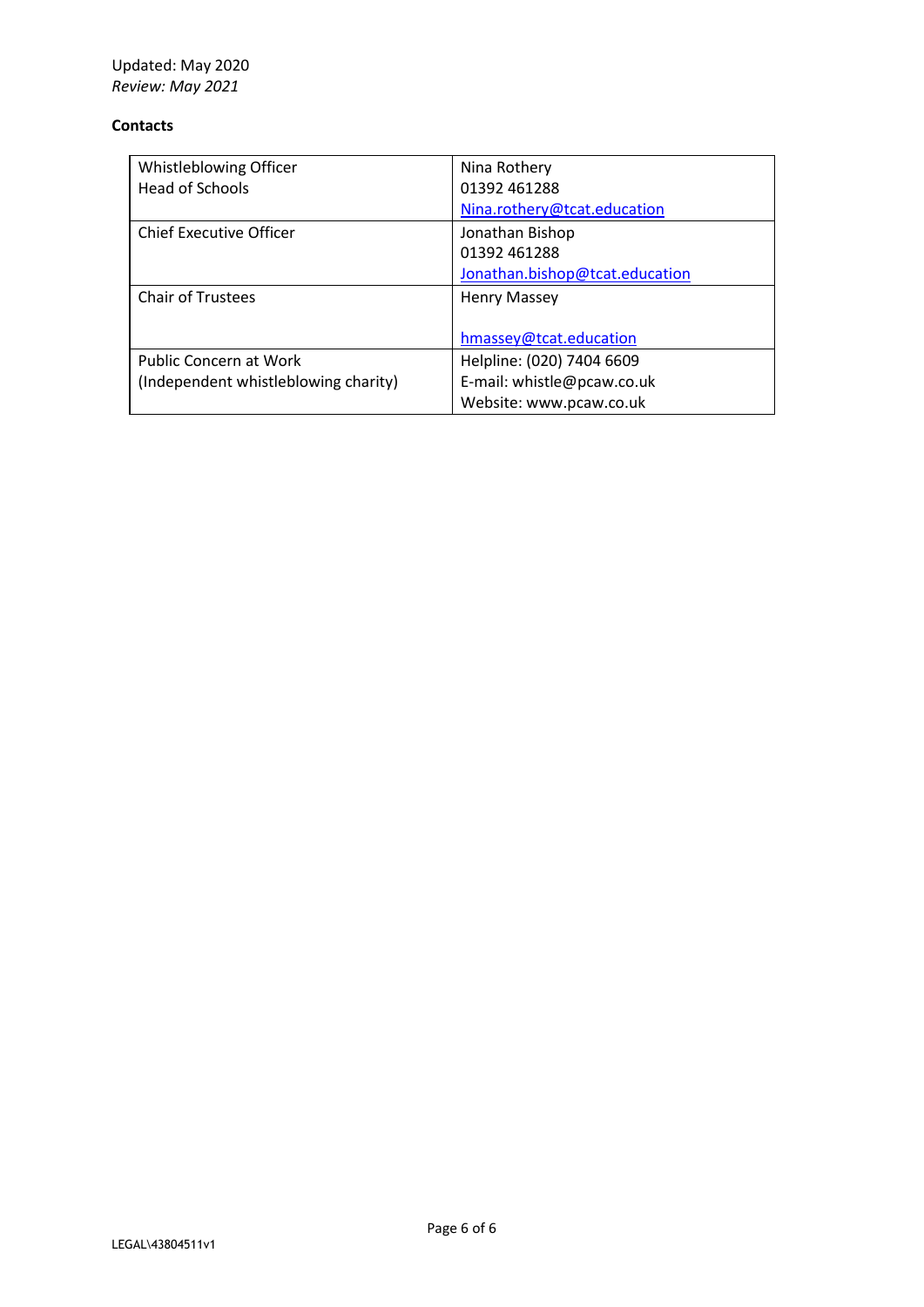Updated: May 2020
*Review: May 2021*

**Contacts**

| | |
|---|---|
| Whistleblowing Officer<br>Head of Schools | Nina Rothery<br>01392 461288<br>Nina.rothery@tcat.education |
| Chief Executive Officer | Jonathan Bishop<br>01392 461288<br>Jonathan.bishop@tcat.education |
| Chair of Trustees | Henry Massey<br><br>hmassey@tcat.education |
| Public Concern at Work<br>(Independent whistleblowing charity) | Helpline: (020) 7404 6609<br>E-mail: whistle@pcaw.co.uk<br>Website: www.pcaw.co.uk |

LEGAL\43804511v1